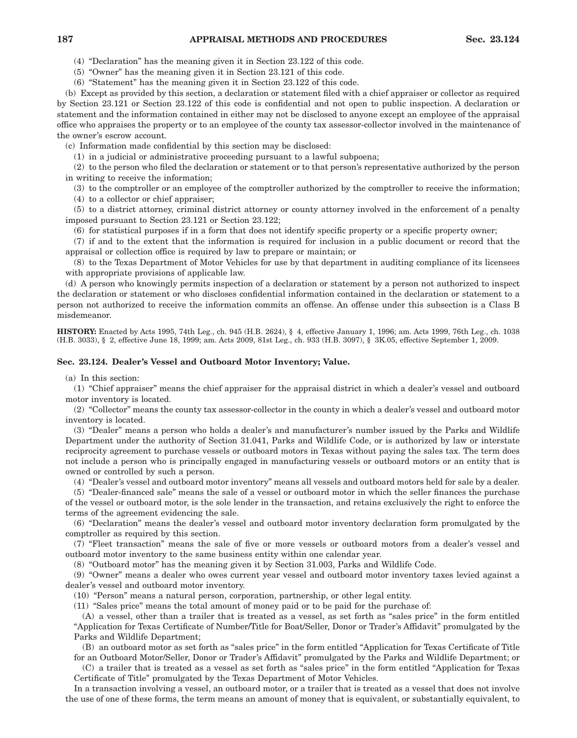(4) "Declaration" has the meaning given it in Section 23.122 of this code.

(5) "Owner" has the meaning given it in Section 23.121 of this code.

(6) "Statement" has the meaning given it in Section 23.122 of this code.

(b) Except as provided by this section, a declaration or statement filed with a chief appraiser or collector as required by Section 23.121 or Section 23.122 of this code is confidential and not open to public inspection. A declaration or statement and the information contained in either may not be disclosed to anyone except an employee of the appraisal office who appraises the property or to an employee of the county tax assessor-collector involved in the maintenance of the owner's escrow account.

(c) Information made confidential by this section may be disclosed:

(1) in a judicial or administrative proceeding pursuant to a lawful subpoena;

(2) to the person who filed the declaration or statement or to that person's representative authorized by the person in writing to receive the information;

(3) to the comptroller or an employee of the comptroller authorized by the comptroller to receive the information;

(4) to a collector or chief appraiser;

(5) to a district attorney, criminal district attorney or county attorney involved in the enforcement of a penalty imposed pursuant to Section 23.121 or Section 23.122;

(6) for statistical purposes if in a form that does not identify specific property or a specific property owner;

(7) if and to the extent that the information is required for inclusion in a public document or record that the appraisal or collection office is required by law to prepare or maintain; or

(8) to the Texas Department of Motor Vehicles for use by that department in auditing compliance of its licensees with appropriate provisions of applicable law.

(d) A person who knowingly permits inspection of a declaration or statement by a person not authorized to inspect the declaration or statement or who discloses confidential information contained in the declaration or statement to a person not authorized to receive the information commits an offense. An offense under this subsection is a Class B misdemeanor.

**HISTORY:** Enacted by Acts 1995, 74th Leg., ch. 945 (H.B. 2624), § 4, effective January 1, 1996; am. Acts 1999, 76th Leg., ch. 1038 (H.B. 3033), § 2, effective June 18, 1999; am. Acts 2009, 81st Leg., ch. 933 (H.B. 3097), § 3K.05, effective September 1, 2009.

### Sec. 23.124. Dealer's Vessel and Outboard Motor Inventory; Value.

(a) In this section:

(1) "Chief appraiser" means the chief appraiser for the appraisal district in which a dealer's vessel and outboard motor inventory is located.

(2) "Collector" means the county tax assessor-collector in the county in which a dealer's vessel and outboard motor inventory is located.

(3) "Dealer" means a person who holds a dealer's and manufacturer's number issued by the Parks and Wildlife Department under the authority of Section 31.041, Parks and Wildlife Code, or is authorized by law or interstate reciprocity agreement to purchase vessels or outboard motors in Texas without paying the sales tax. The term does not include a person who is principally engaged in manufacturing vessels or outboard motors or an entity that is owned or controlled by such a person.

(4) "Dealer's vessel and outboard motor inventory" means all vessels and outboard motors held for sale by a dealer.

(5) "Dealer-financed sale" means the sale of a vessel or outboard motor in which the seller finances the purchase of the vessel or outboard motor, is the sole lender in the transaction, and retains exclusively the right to enforce the terms of the agreement evidencing the sale.

(6) "Declaration" means the dealer's vessel and outboard motor inventory declaration form promulgated by the comptroller as required by this section.

(7) "Fleet transaction" means the sale of five or more vessels or outboard motors from a dealer's vessel and outboard motor inventory to the same business entity within one calendar year.

(8) "Outboard motor" has the meaning given it by Section 31.003, Parks and Wildlife Code.

(9) "Owner" means a dealer who owes current year vessel and outboard motor inventory taxes levied against a dealer's vessel and outboard motor inventory.

(10) "Person" means a natural person, corporation, partnership, or other legal entity.

(11) "Sales price" means the total amount of money paid or to be paid for the purchase of:

(A) a vessel, other than a trailer that is treated as a vessel, as set forth as "sales price" in the form entitled "Application for Texas Certificate of Number/Title for Boat/Seller, Donor or Trader's Affidavit" promulgated by the Parks and Wildlife Department;

(B) an outboard motor as set forth as "sales price" in the form entitled "Application for Texas Certificate of Title for an Outboard Motor/Seller, Donor or Trader's Affidavit" promulgated by the Parks and Wildlife Department; or

(C) a trailer that is treated as a vessel as set forth as "sales price" in the form entitled "Application for Texas Certificate of Title" promulgated by the Texas Department of Motor Vehicles.

In a transaction involving a vessel, an outboard motor, or a trailer that is treated as a vessel that does not involve the use of one of these forms, the term means an amount of money that is equivalent, or substantially equivalent, to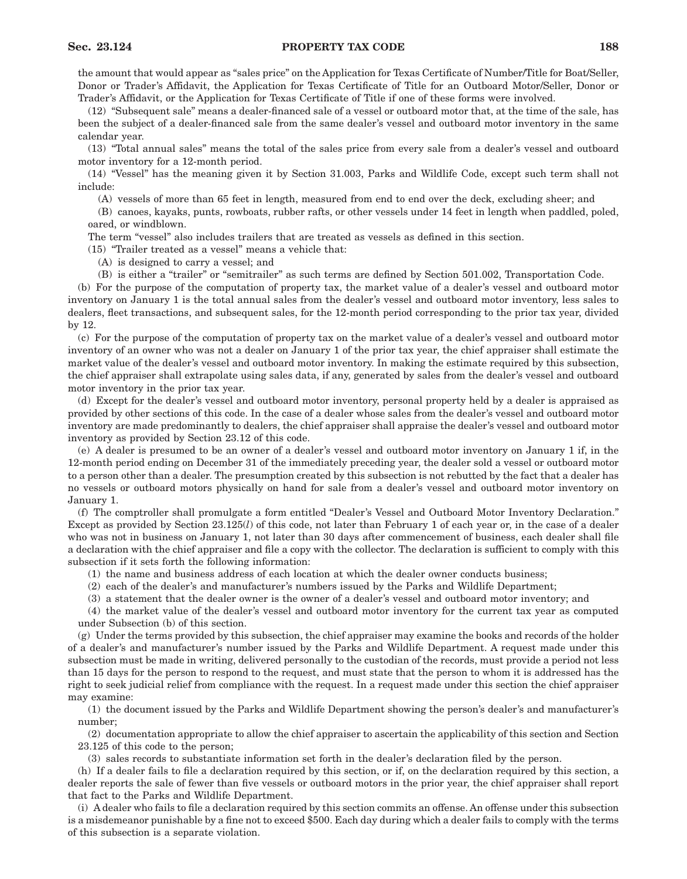the amount that would appear as "sales price" on the Application for Texas Certificate of Number/Title for Boat/Seller, Donor or Trader's Affidavit, the Application for Texas Certificate of Title for an Outboard Motor/Seller, Donor or Trader's Affidavit, or the Application for Texas Certificate of Title if one of these forms were involved.

(12) "Subsequent sale" means a dealer-financed sale of a vessel or outboard motor that, at the time of the sale, has been the subject of a dealer-financed sale from the same dealer's vessel and outboard motor inventory in the same calendar year.

(13) "Total annual sales" means the total of the sales price from every sale from a dealer's vessel and outboard motor inventory for a 12-month period.

(14) "Vessel" has the meaning given it by Section 31.003, Parks and Wildlife Code, except such term shall not include:

(A) vessels of more than 65 feet in length, measured from end to end over the deck, excluding sheer; and

(B) canoes, kayaks, punts, rowboats, rubber rafts, or other vessels under 14 feet in length when paddled, poled, oared, or windblown.

The term "vessel" also includes trailers that are treated as vessels as defined in this section.

(15) "Trailer treated as a vessel" means a vehicle that:

(A) is designed to carry a vessel; and

(B) is either a "trailer" or "semitrailer" as such terms are defined by Section 501.002, Transportation Code.

(b) For the purpose of the computation of property tax, the market value of a dealer's vessel and outboard motor inventory on January 1 is the total annual sales from the dealer's vessel and outboard motor inventory, less sales to dealers, fleet transactions, and subsequent sales, for the 12-month period corresponding to the prior tax year, divided by 12.

(c) For the purpose of the computation of property tax on the market value of a dealer's vessel and outboard motor inventory of an owner who was not a dealer on January 1 of the prior tax year, the chief appraiser shall estimate the market value of the dealer's vessel and outboard motor inventory. In making the estimate required by this subsection, the chief appraiser shall extrapolate using sales data, if any, generated by sales from the dealer's vessel and outboard motor inventory in the prior tax year.

(d) Except for the dealer's vessel and outboard motor inventory, personal property held by a dealer is appraised as provided by other sections of this code. In the case of a dealer whose sales from the dealer's vessel and outboard motor inventory are made predominantly to dealers, the chief appraiser shall appraise the dealer's vessel and outboard motor inventory as provided by Section 23.12 of this code.

(e) A dealer is presumed to be an owner of a dealer's vessel and outboard motor inventory on January 1 if, in the 12-month period ending on December 31 of the immediately preceding year, the dealer sold a vessel or outboard motor to a person other than a dealer. The presumption created by this subsection is not rebutted by the fact that a dealer has no vessels or outboard motors physically on hand for sale from a dealer's vessel and outboard motor inventory on January 1.

(f) The comptroller shall promulgate a form entitled "Dealer's Vessel and Outboard Motor Inventory Declaration." Except as provided by Section 23.125(*l*) of this code, not later than February 1 of each year or, in the case of a dealer who was not in business on January 1, not later than 30 days after commencement of business, each dealer shall file a declaration with the chief appraiser and file a copy with the collector. The declaration is sufficient to comply with this subsection if it sets forth the following information:

(1) the name and business address of each location at which the dealer owner conducts business;

(2) each of the dealer's and manufacturer's numbers issued by the Parks and Wildlife Department;

(3) a statement that the dealer owner is the owner of a dealer's vessel and outboard motor inventory; and

(4) the market value of the dealer's vessel and outboard motor inventory for the current tax year as computed under Subsection (b) of this section.

(g) Under the terms provided by this subsection, the chief appraiser may examine the books and records of the holder of a dealer's and manufacturer's number issued by the Parks and Wildlife Department. A request made under this subsection must be made in writing, delivered personally to the custodian of the records, must provide a period not less than 15 days for the person to respond to the request, and must state that the person to whom it is addressed has the right to seek judicial relief from compliance with the request. In a request made under this section the chief appraiser may examine:

(1) the document issued by the Parks and Wildlife Department showing the person's dealer's and manufacturer's number;

(2) documentation appropriate to allow the chief appraiser to ascertain the applicability of this section and Section 23.125 of this code to the person;

(3) sales records to substantiate information set forth in the dealer's declaration filed by the person.

(h) If a dealer fails to file a declaration required by this section, or if, on the declaration required by this section, a dealer reports the sale of fewer than five vessels or outboard motors in the prior year, the chief appraiser shall report that fact to the Parks and Wildlife Department.

(i) A dealer who fails to file a declaration required by this section commits an offense. An offense under this subsection is a misdemeanor punishable by a fine not to exceed $500. Each day during which a dealer fails to comply with the terms of this subsection is a separate violation.